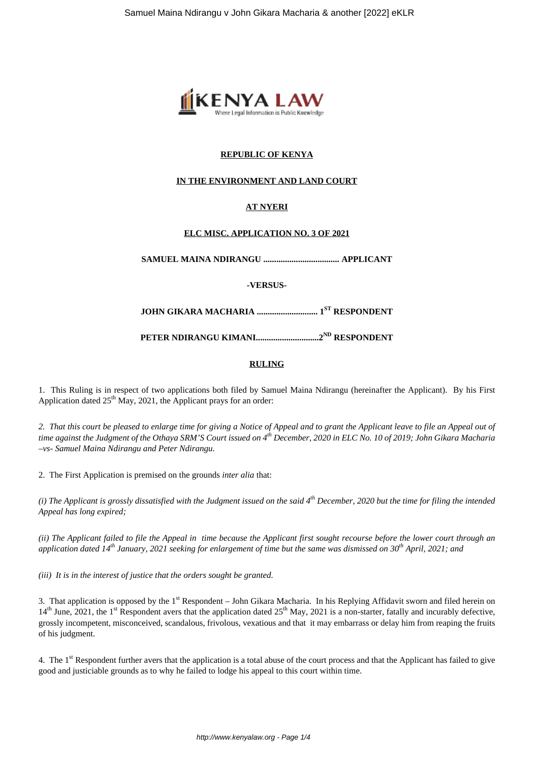**REPUBLIC OF KENYA**

**IN THE ENVIRONMENT AND LAND COURT**

**AT NYERI**

**ELC MISC. APPLICATION NO. 3 OF 2021**

**SAMUEL MAINA NDIRANGU ................................... APPLICANT**

**-VERSUS-**

**JOHN GIKARA MACHARIA ............................ 1ST RESPONDENT**

**PETER NDIRANGU KIMANI.............................2ND RESPONDENT**

**RULING**

1. This Ruling is in respect of two applications both filed by Samuel Maina Ndirangu (hereinafter the Applicant). By his First Application dated 25th May, 2021, the Applicant prays for an order:

*2. That this court be pleased to enlarge time for giving a Notice of Appeal and to grant the Applicant leave to file an Appeal out of time against the Judgment of the Othaya SRM'S Court issued on 4th December, 2020 in ELC No. 10 of 2019; John Gikara Macharia –vs- Samuel Maina Ndirangu and Peter Ndirangu.*

2. The First Application is premised on the grounds *inter alia* that:

*(i) The Applicant is grossly dissatisfied with the Judgment issued on the said 4th December, 2020 but the time for filing the intended Appeal has long expired;*

*(ii) The Applicant failed to file the Appeal in time because the Applicant first sought recourse before the lower court through an application dated 14th January, 2021 seeking for enlargement of time but the same was dismissed on 30th April, 2021; and*

*(iii) It is in the interest of justice that the orders sought be granted.*

3. That application is opposed by the 1st Respondent – John Gikara Macharia. In his Replying Affidavit sworn and filed herein on 14th June, 2021, the 1st Respondent avers that the application dated 25th May, 2021 is a non-starter, fatally and incurably defective, grossly incompetent, misconceived, scandalous, frivolous, vexatious and that it may embarrass or delay him from reaping the fruits of his judgment.

4. The 1st Respondent further avers that the application is a total abuse of the court process and that the Applicant has failed to give good and justiciable grounds as to why he failed to lodge his appeal to this court within time.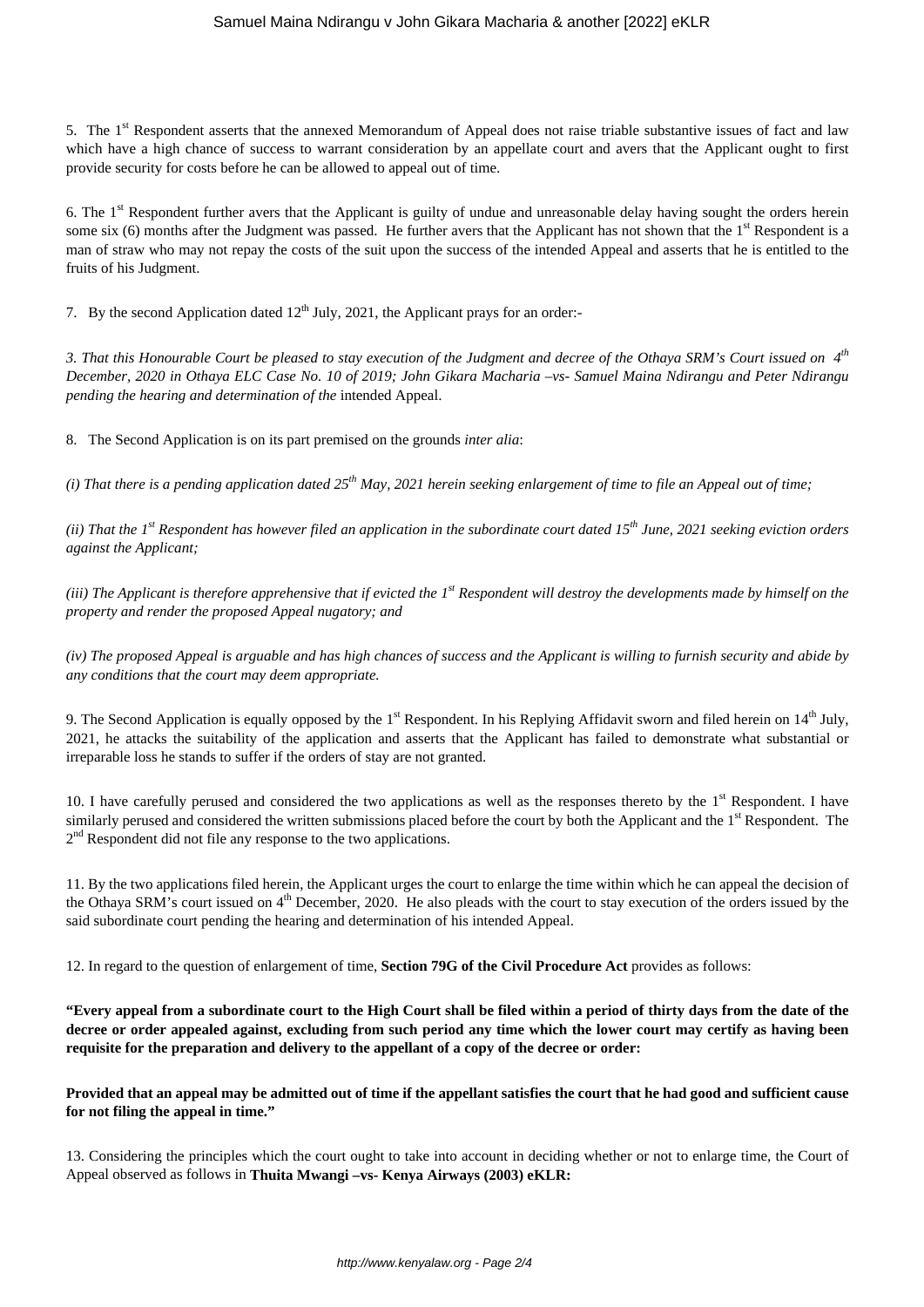5. The 1st Respondent asserts that the annexed Memorandum of Appeal does not raise triable substantive issues of fact and law which have a high chance of success to warrant consideration by an appellate court and avers that the Applicant ought to first provide security for costs before he can be allowed to appeal out of time.

6. The 1st Respondent further avers that the Applicant is guilty of undue and unreasonable delay having sought the orders herein some six (6) months after the Judgment was passed. He further avers that the Applicant has not shown that the 1st Respondent is a man of straw who may not repay the costs of the suit upon the success of the intended Appeal and asserts that he is entitled to the fruits of his Judgment.

7. By the second Application dated 12th July, 2021, the Applicant prays for an order:-

*3. That this Honourable Court be pleased to stay execution of the Judgment and decree of the Othaya SRM's Court issued on 4th December, 2020 in Othaya ELC Case No. 10 of 2019; John Gikara Macharia –vs- Samuel Maina Ndirangu and Peter Ndirangu pending the hearing and determination of the* intended Appeal.

8. The Second Application is on its part premised on the grounds *inter alia*:

*(i) That there is a pending application dated 25th May, 2021 herein seeking enlargement of time to file an Appeal out of time;*

*(ii) That the 1st Respondent has however filed an application in the subordinate court dated 15th June, 2021 seeking eviction orders against the Applicant;*

*(iii) The Applicant is therefore apprehensive that if evicted the 1st Respondent will destroy the developments made by himself on the property and render the proposed Appeal nugatory; and*

*(iv) The proposed Appeal is arguable and has high chances of success and the Applicant is willing to furnish security and abide by any conditions that the court may deem appropriate.*

9. The Second Application is equally opposed by the 1st Respondent. In his Replying Affidavit sworn and filed herein on 14th July, 2021, he attacks the suitability of the application and asserts that the Applicant has failed to demonstrate what substantial or irreparable loss he stands to suffer if the orders of stay are not granted.

10. I have carefully perused and considered the two applications as well as the responses thereto by the 1st Respondent. I have similarly perused and considered the written submissions placed before the court by both the Applicant and the 1st Respondent. The 2nd Respondent did not file any response to the two applications.

11. By the two applications filed herein, the Applicant urges the court to enlarge the time within which he can appeal the decision of the Othaya SRM's court issued on 4th December, 2020. He also pleads with the court to stay execution of the orders issued by the said subordinate court pending the hearing and determination of his intended Appeal.

12. In regard to the question of enlargement of time, **Section 79G of the Civil Procedure Act** provides as follows:

**"Every appeal from a subordinate court to the High Court shall be filed within a period of thirty days from the date of the decree or order appealed against, excluding from such period any time which the lower court may certify as having been requisite for the preparation and delivery to the appellant of a copy of the decree or order:**

**Provided that an appeal may be admitted out of time if the appellant satisfies the court that he had good and sufficient cause for not filing the appeal in time."**

13. Considering the principles which the court ought to take into account in deciding whether or not to enlarge time, the Court of Appeal observed as follows in **Thuita Mwangi –vs- Kenya Airways (2003) eKLR:**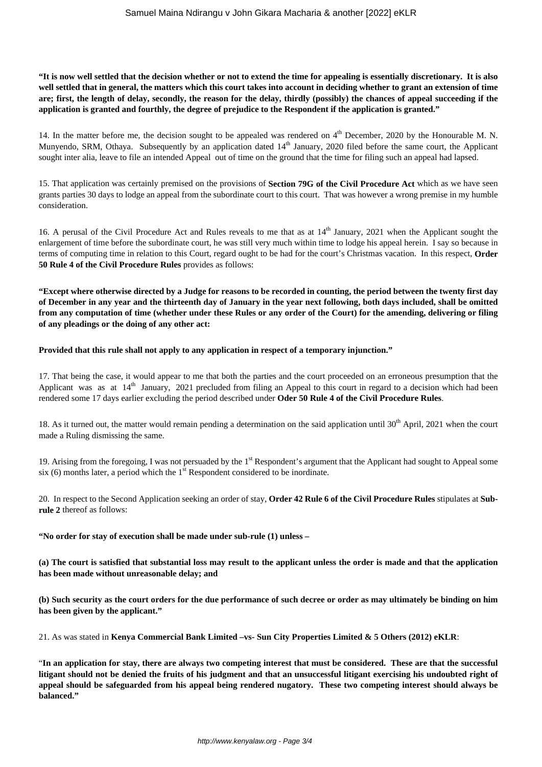**"It is now well settled that the decision whether or not to extend the time for appealing is essentially discretionary. It is also well settled that in general, the matters which this court takes into account in deciding whether to grant an extension of time are; first, the length of delay, secondly, the reason for the delay, thirdly (possibly) the chances of appeal succeeding if the application is granted and fourthly, the degree of prejudice to the Respondent if the application is granted."**

14. In the matter before me, the decision sought to be appealed was rendered on 4th December, 2020 by the Honourable M. N. Munyendo, SRM, Othaya. Subsequently by an application dated 14th January, 2020 filed before the same court, the Applicant sought inter alia, leave to file an intended Appeal out of time on the ground that the time for filing such an appeal had lapsed.

15. That application was certainly premised on the provisions of **Section 79G of the Civil Procedure Act** which as we have seen grants parties 30 days to lodge an appeal from the subordinate court to this court. That was however a wrong premise in my humble consideration.

16. A perusal of the Civil Procedure Act and Rules reveals to me that as at 14th January, 2021 when the Applicant sought the enlargement of time before the subordinate court, he was still very much within time to lodge his appeal herein. I say so because in terms of computing time in relation to this Court, regard ought to be had for the court's Christmas vacation. In this respect, **Order 50 Rule 4 of the Civil Procedure Rules** provides as follows:

**"Except where otherwise directed by a Judge for reasons to be recorded in counting, the period between the twenty first day of December in any year and the thirteenth day of January in the year next following, both days included, shall be omitted from any computation of time (whether under these Rules or any order of the Court) for the amending, delivering or filing of any pleadings or the doing of any other act:**

**Provided that this rule shall not apply to any application in respect of a temporary injunction."**

17. That being the case, it would appear to me that both the parties and the court proceeded on an erroneous presumption that the Applicant was as at 14th January, 2021 precluded from filing an Appeal to this court in regard to a decision which had been rendered some 17 days earlier excluding the period described under **Oder 50 Rule 4 of the Civil Procedure Rules**.

18. As it turned out, the matter would remain pending a determination on the said application until 30th April, 2021 when the court made a Ruling dismissing the same.

19. Arising from the foregoing, I was not persuaded by the 1st Respondent's argument that the Applicant had sought to Appeal some six (6) months later, a period which the 1st Respondent considered to be inordinate.

20. In respect to the Second Application seeking an order of stay, **Order 42 Rule 6 of the Civil Procedure Rules** stipulates at **Sub-rule 2** thereof as follows:

**"No order for stay of execution shall be made under sub-rule (1) unless –**

**(a) The court is satisfied that substantial loss may result to the applicant unless the order is made and that the application has been made without unreasonable delay; and**

**(b) Such security as the court orders for the due performance of such decree or order as may ultimately be binding on him has been given by the applicant."**

21. As was stated in **Kenya Commercial Bank Limited –vs- Sun City Properties Limited & 5 Others (2012) eKLR**:

"**In an application for stay, there are always two competing interest that must be considered. These are that the successful litigant should not be denied the fruits of his judgment and that an unsuccessful litigant exercising his undoubted right of appeal should be safeguarded from his appeal being rendered nugatory. These two competing interest should always be balanced."**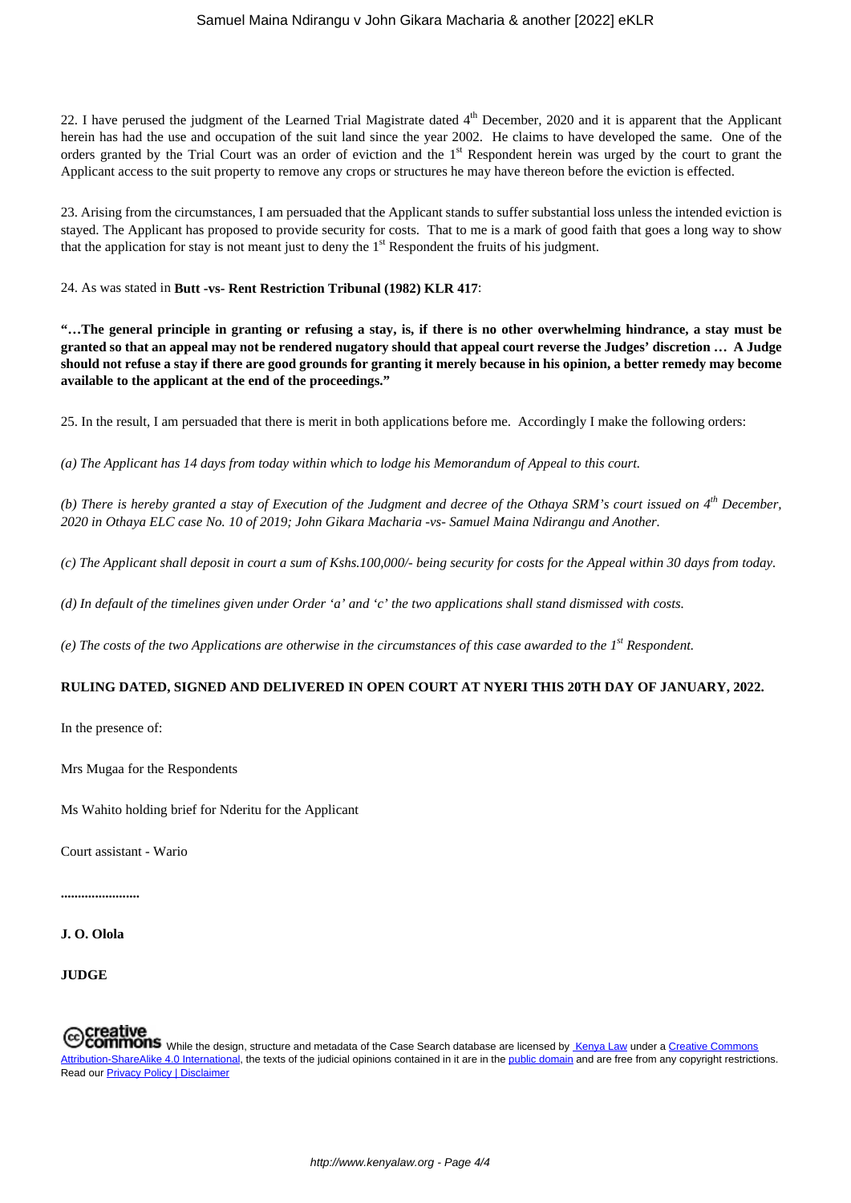22. I have perused the judgment of the Learned Trial Magistrate dated 4th December, 2020 and it is apparent that the Applicant herein has had the use and occupation of the suit land since the year 2002. He claims to have developed the same. One of the orders granted by the Trial Court was an order of eviction and the 1st Respondent herein was urged by the court to grant the Applicant access to the suit property to remove any crops or structures he may have thereon before the eviction is effected.

23. Arising from the circumstances, I am persuaded that the Applicant stands to suffer substantial loss unless the intended eviction is stayed. The Applicant has proposed to provide security for costs. That to me is a mark of good faith that goes a long way to show that the application for stay is not meant just to deny the 1st Respondent the fruits of his judgment.

24. As was stated in **Butt -vs- Rent Restriction Tribunal (1982) KLR 417**:

**"…The general principle in granting or refusing a stay, is, if there is no other overwhelming hindrance, a stay must be granted so that an appeal may not be rendered nugatory should that appeal court reverse the Judges' discretion … A Judge should not refuse a stay if there are good grounds for granting it merely because in his opinion, a better remedy may become available to the applicant at the end of the proceedings."**

25. In the result, I am persuaded that there is merit in both applications before me. Accordingly I make the following orders:

*(a) The Applicant has 14 days from today within which to lodge his Memorandum of Appeal to this court.*

*(b) There is hereby granted a stay of Execution of the Judgment and decree of the Othaya SRM's court issued on 4th December, 2020 in Othaya ELC case No. 10 of 2019; John Gikara Macharia -vs- Samuel Maina Ndirangu and Another.*

*(c) The Applicant shall deposit in court a sum of Kshs.100,000/- being security for costs for the Appeal within 30 days from today.*

*(d) In default of the timelines given under Order 'a' and 'c' the two applications shall stand dismissed with costs.*

*(e) The costs of the two Applications are otherwise in the circumstances of this case awarded to the 1st Respondent.*

**RULING DATED, SIGNED AND DELIVERED IN OPEN COURT AT NYERI THIS 20TH DAY OF JANUARY, 2022.**

In the presence of:

Mrs Mugaa for the Respondents

Ms Wahito holding brief for Nderitu for the Applicant

Court assistant - Wario

**.......................**

**J. O. Olola**

**JUDGE**

While the design, structure and metadata of the Case Search database are licensed by Kenya Law under a Creative Commons Attribution-ShareAlike 4.0 International, the texts of the judicial opinions contained in it are in the public domain and are free from any copyright restrictions. Read our Privacy Policy | Disclaimer